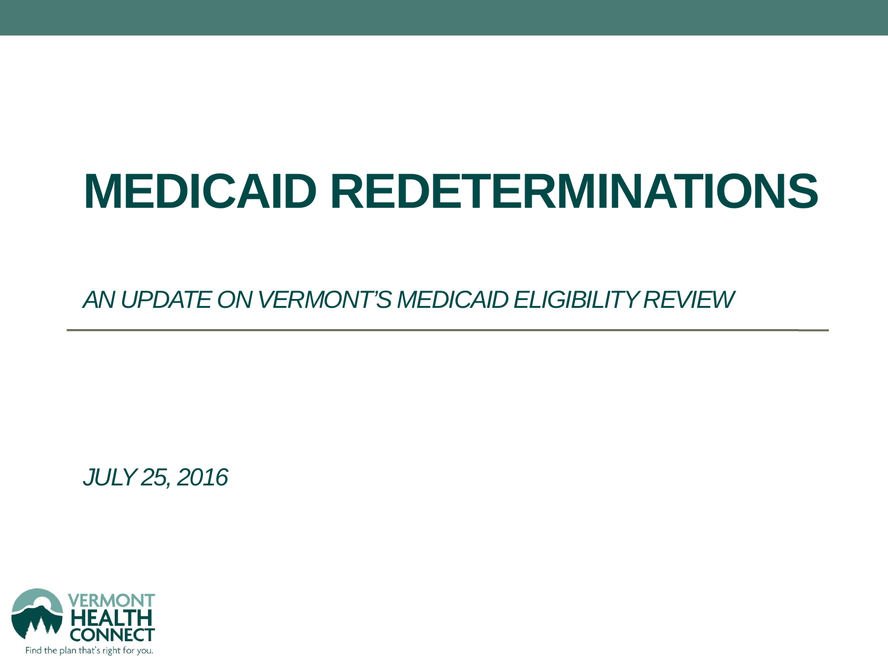# MEDICAID REDETERMINATIONS

*AN UPDATE ON VERMONT'S MEDICAID ELIGIBILITY REVIEW*

*JULY 25, 2016*

VERMONT HEALTH CONNECT

Find the plan that's right for you.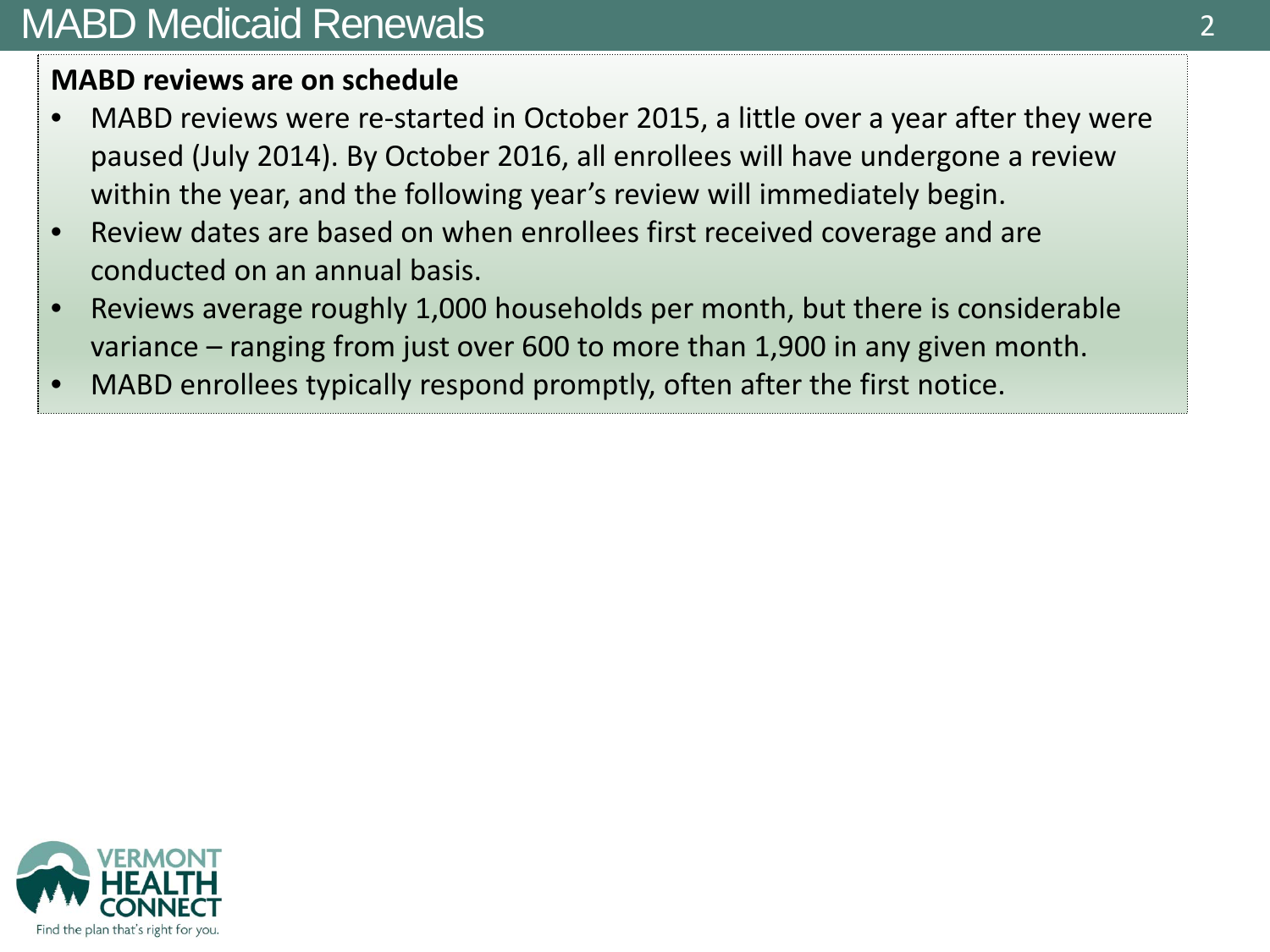# MABD Medicaid Renewals

**MABD reviews are on schedule**

- MABD reviews were re-started in October 2015, a little over a year after they were paused (July 2014). By October 2016, all enrollees will have undergone a review within the year, and the following year's review will immediately begin.
- Review dates are based on when enrollees first received coverage and are conducted on an annual basis.
- Reviews average roughly 1,000 households per month, but there is considerable variance – ranging from just over 600 to more than 1,900 in any given month.
- MABD enrollees typically respond promptly, often after the first notice.

VERMONT HEALTH CONNECT
Find the plan that's right for you.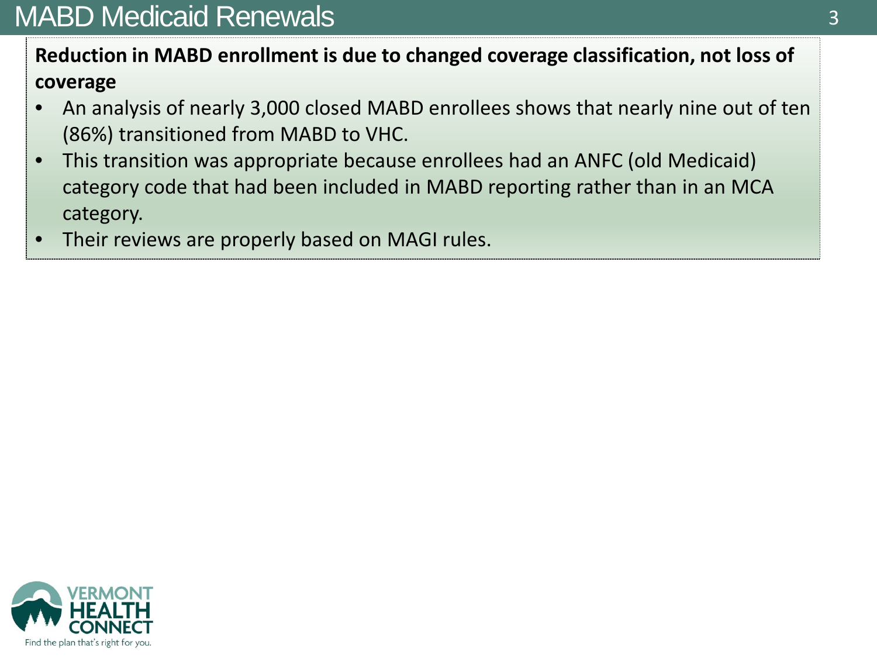# MABD Medicaid Renewals

**Reduction in MABD enrollment is due to changed coverage classification, not loss of coverage**

- An analysis of nearly 3,000 closed MABD enrollees shows that nearly nine out of ten (86%) transitioned from MABD to VHC.
- This transition was appropriate because enrollees had an ANFC (old Medicaid) category code that had been included in MABD reporting rather than in an MCA category.
- Their reviews are properly based on MAGI rules.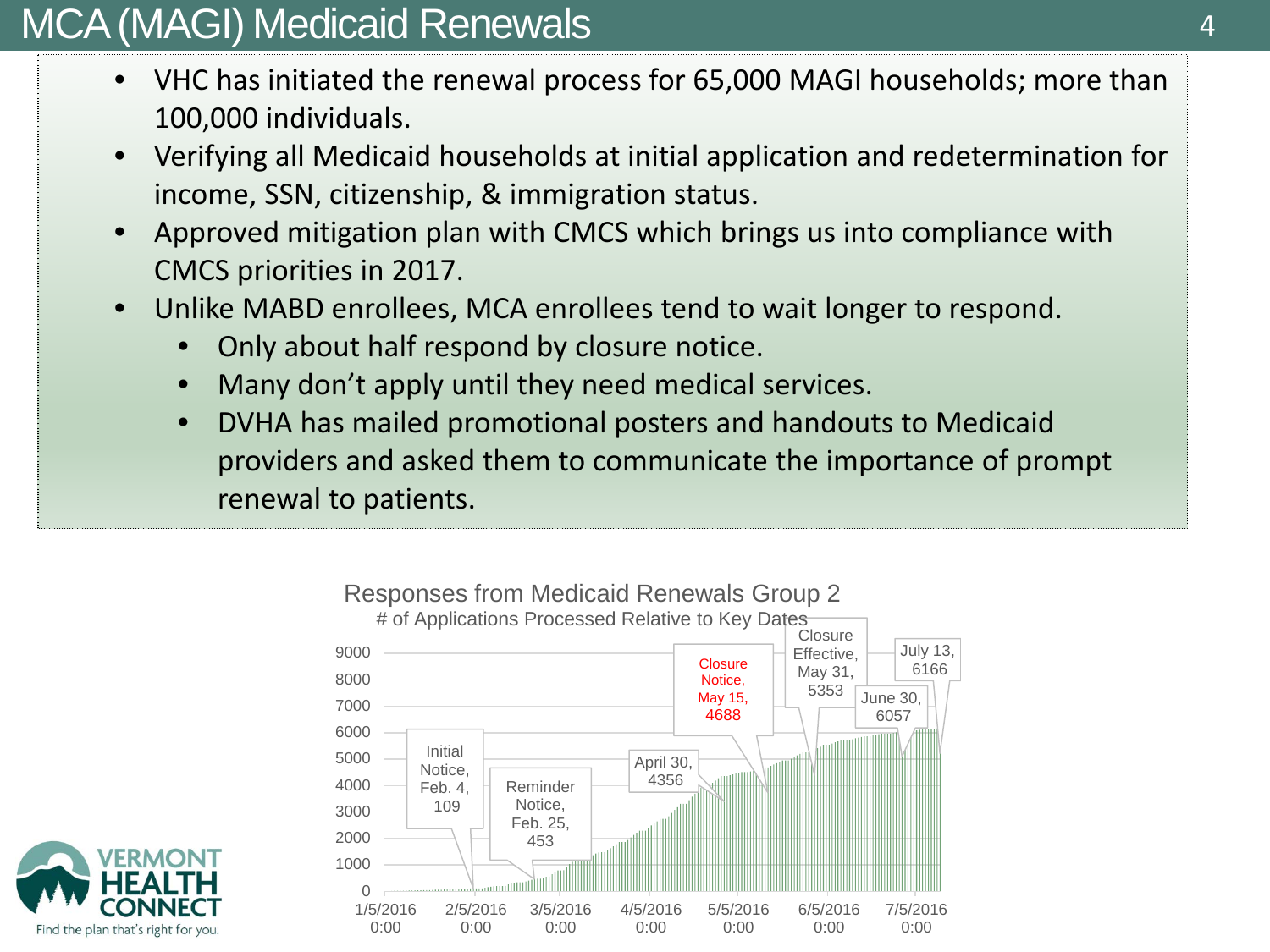# MCA (MAGI) Medicaid Renewals

- VHC has initiated the renewal process for 65,000 MAGI households; more than 100,000 individuals.
- Verifying all Medicaid households at initial application and redetermination for income, SSN, citizenship, & immigration status.
- Approved mitigation plan with CMCS which brings us into compliance with CMCS priorities in 2017.
- Unlike MABD enrollees, MCA enrollees tend to wait longer to respond.
  - Only about half respond by closure notice.
  - Many don't apply until they need medical services.
  - DVHA has mailed promotional posters and handouts to Medicaid providers and asked them to communicate the importance of prompt renewal to patients.

**Responses from Medicaid Renewals Group 2**
# of Applications Processed Relative to Key Dates

| Key Date | # of Applications Processed |
|---|---|
| Initial Notice, Feb. 4 | 109 |
| Reminder Notice, Feb. 25 | 453 |
| April 30 | 4356 |
| Closure Notice, May 15 | 4688 |
| Closure Effective, May 31 | 5353 |
| June 30 | 6057 |
| July 13 | 6166 |

VERMONT HEALTH CONNECT
Find the plan that's right for you.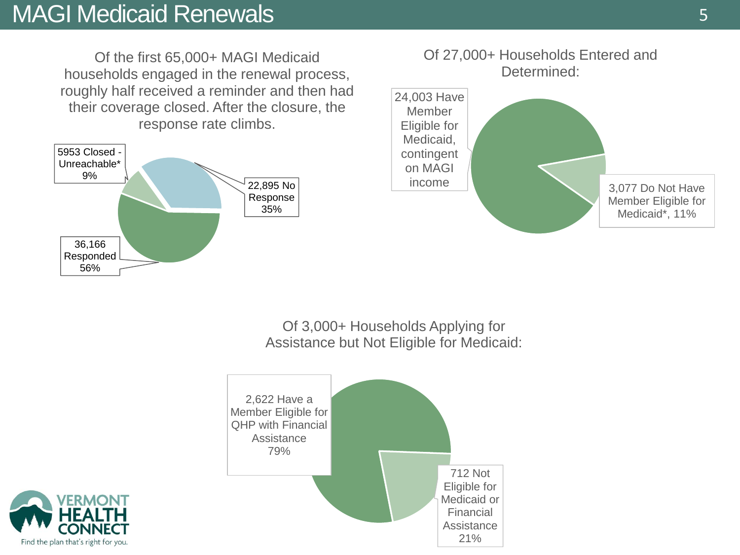# MAGI Medicaid Renewals

Of the first 65,000+ MAGI Medicaid households engaged in the renewal process, roughly half received a reminder and then had their coverage closed. After the closure, the response rate climbs.

- 5953 Closed - Unreachable* 9%
- 22,895 No Response 35%
- 36,166 Responded 56%

Of 27,000+ Households Entered and Determined:

- 24,003 Have Member Eligible for Medicaid, contingent on MAGI income
- 3,077 Do Not Have Member Eligible for Medicaid*, 11%

Of 3,000+ Households Applying for Assistance but Not Eligible for Medicaid:

- 2,622 Have a Member Eligible for QHP with Financial Assistance 79%
- 712 Not Eligible for Medicaid or Financial Assistance 21%

VERMONT HEALTH CONNECT

Find the plan that's right for you.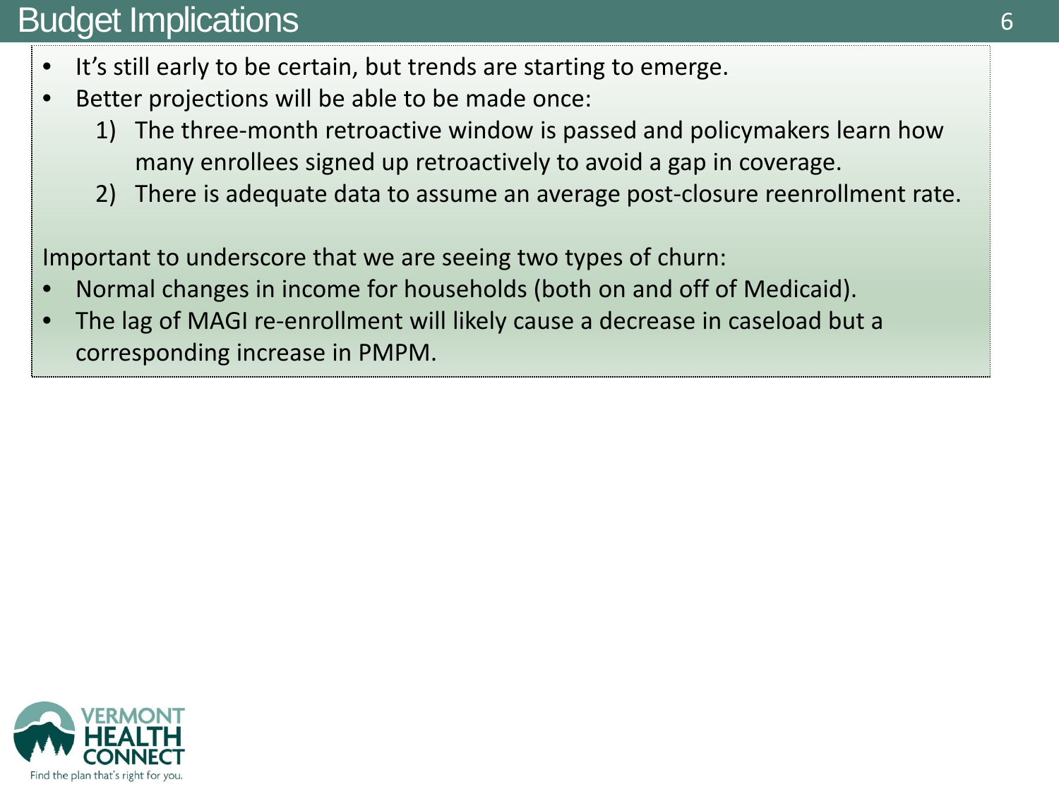# Budget Implications

- It's still early to be certain, but trends are starting to emerge.
- Better projections will be able to be made once:
  1) The three-month retroactive window is passed and policymakers learn how many enrollees signed up retroactively to avoid a gap in coverage.
  2) There is adequate data to assume an average post-closure reenrollment rate.

Important to underscore that we are seeing two types of churn:

- Normal changes in income for households (both on and off of Medicaid).
- The lag of MAGI re-enrollment will likely cause a decrease in caseload but a corresponding increase in PMPM.

VERMONT HEALTH CONNECT
Find the plan that's right for you.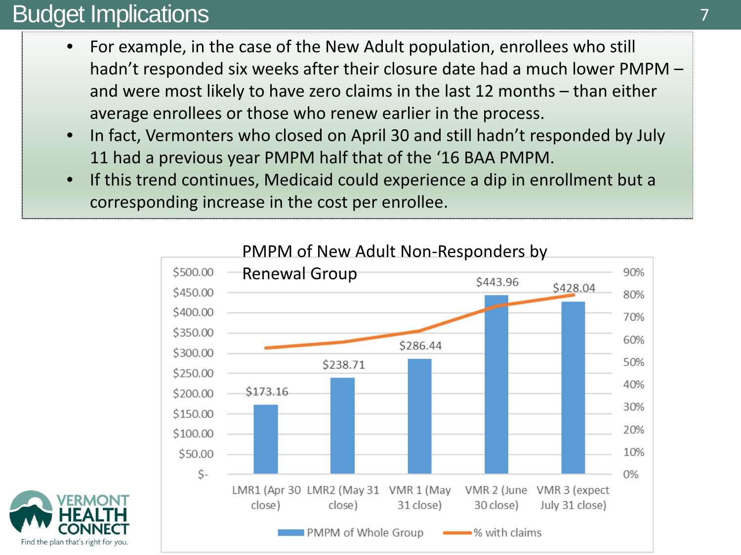# Budget Implications

- For example, in the case of the New Adult population, enrollees who still hadn't responded six weeks after their closure date had a much lower PMPM – and were most likely to have zero claims in the last 12 months – than either average enrollees or those who renew earlier in the process.
- In fact, Vermonters who closed on April 30 and still hadn't responded by July 11 had a previous year PMPM half that of the '16 BAA PMPM.
- If this trend continues, Medicaid could experience a dip in enrollment but a corresponding increase in the cost per enrollee.

PMPM of New Adult Non-Responders by Renewal Group

$500.00
$450.00
$400.00
$350.00
$300.00
$250.00
$200.00
$150.00
$100.00
$50.00
$-

90%
80%
70%
60%
50%
40%
30%
20%
10%
0%

$173.16
$238.71
$286.44
$443.96
$428.04

LMR1 (Apr 30 close)
LMR2 (May 31 close)
VMR 1 (May 31 close)
VMR 2 (June 30 close)
VMR 3 (expect July 31 close)

PMPM of Whole Group
% with claims

VERMONT HEALTH CONNECT
Find the plan that's right for you.